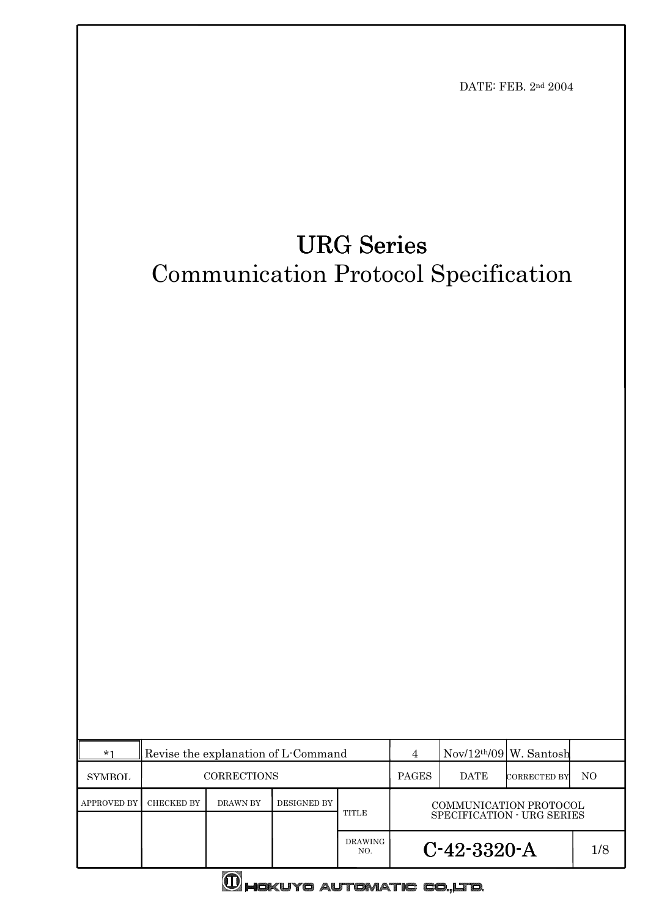DATE: FEB. 2nd 2004

# URG Series
# Communication Protocol Specification

| *1 | Revise the explanation of L-Command | 4 | Nov/12th/09 | W. Santosh | |
|---|---|---|---|---|---|
| SYMBOL | CORRECTIONS | PAGES | DATE | CORRECTED BY | NO |

| APPROVED BY | CHECKED BY | DRAWN BY | DESIGNED BY | TITLE | COMMUNICATION PROTOCOL SPECIFICATION - URG SERIES | |
|---|---|---|---|---|---|---|
| | | | | DRAWING NO. | C-42-3320-A | 1/8 |

HOKUYO AUTOMATIC CO.,LTD.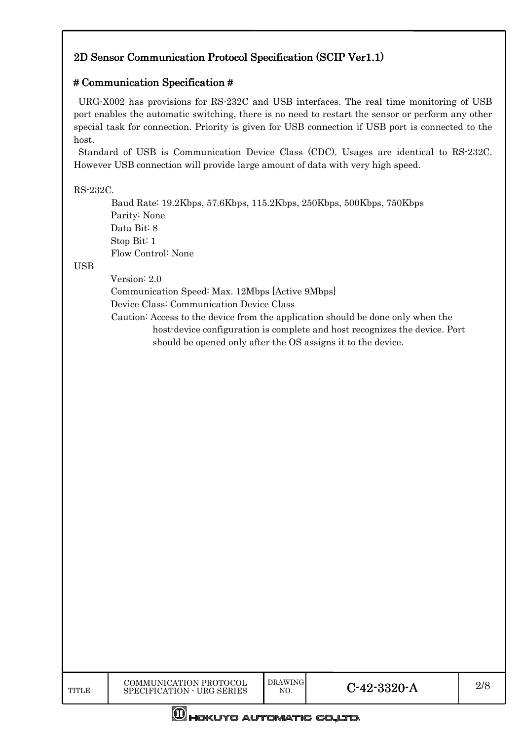## 2D Sensor Communication Protocol Specification (SCIP Ver1.1)

### # Communication Specification #

URG-X002 has provisions for RS-232C and USB interfaces. The real time monitoring of USB port enables the automatic switching, there is no need to restart the sensor or perform any other special task for connection. Priority is given for USB connection if USB port is connected to the host.

Standard of USB is Communication Device Class (CDC). Usages are identical to RS-232C. However USB connection will provide large amount of data with very high speed.

RS-232C.

- Baud Rate: 19.2Kbps, 57.6Kbps, 115.2Kbps, 250Kbps, 500Kbps, 750Kbps
- Parity: None
- Data Bit: 8
- Stop Bit: 1
- Flow Control: None

USB

- Version: 2.0
- Communication Speed: Max. 12Mbps [Active 9Mbps]
- Device Class: Communication Device Class
- Caution: Access to the device from the application should be done only when the host-device configuration is complete and host recognizes the device. Port should be opened only after the OS assigns it to the device.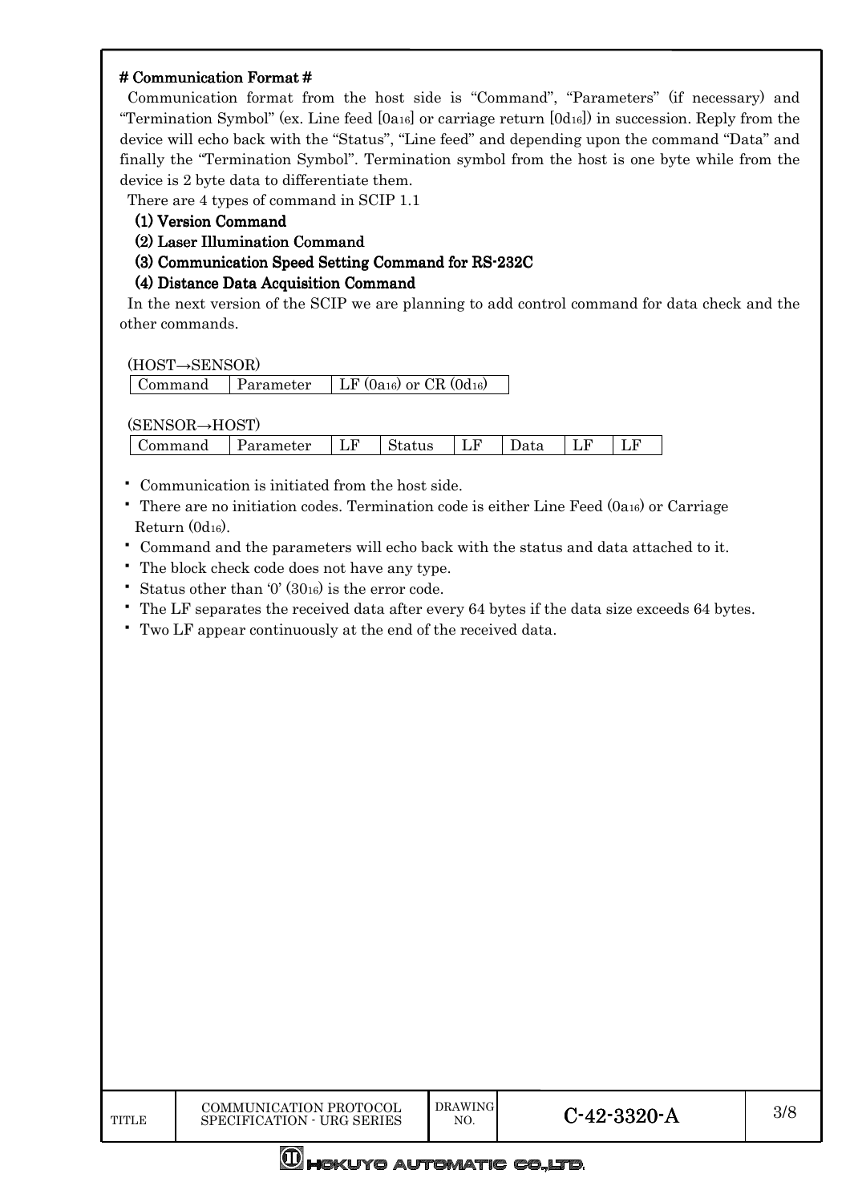**# Communication Format #**

Communication format from the host side is "Command", "Parameters" (if necessary) and "Termination Symbol" (ex. Line feed [$0a_{16}$] or carriage return [$0d_{16}$]) in succession. Reply from the device will echo back with the "Status", "Line feed" and depending upon the command "Data" and finally the "Termination Symbol". Termination symbol from the host is one byte while from the device is 2 byte data to differentiate them.

There are 4 types of command in SCIP 1.1

**(1) Version Command**

**(2) Laser Illumination Command**

**(3) Communication Speed Setting Command for RS-232C**

**(4) Distance Data Acquisition Command**

In the next version of the SCIP we are planning to add control command for data check and the other commands.

(HOST→SENSOR)

| Command | Parameter | LF ($0a_{16}$) or CR ($0d_{16}$) |
|---|---|---|

(SENSOR→HOST)

| Command | Parameter | LF | Status | LF | Data | LF | LF |
|---|---|---|---|---|---|---|---|

- Communication is initiated from the host side.
- There are no initiation codes. Termination code is either Line Feed ($0a_{16}$) or Carriage Return ($0d_{16}$).
- Command and the parameters will echo back with the status and data attached to it.
- The block check code does not have any type.
- Status other than '0' ($30_{16}$) is the error code.
- The LF separates the received data after every 64 bytes if the data size exceeds 64 bytes.
- Two LF appear continuously at the end of the received data.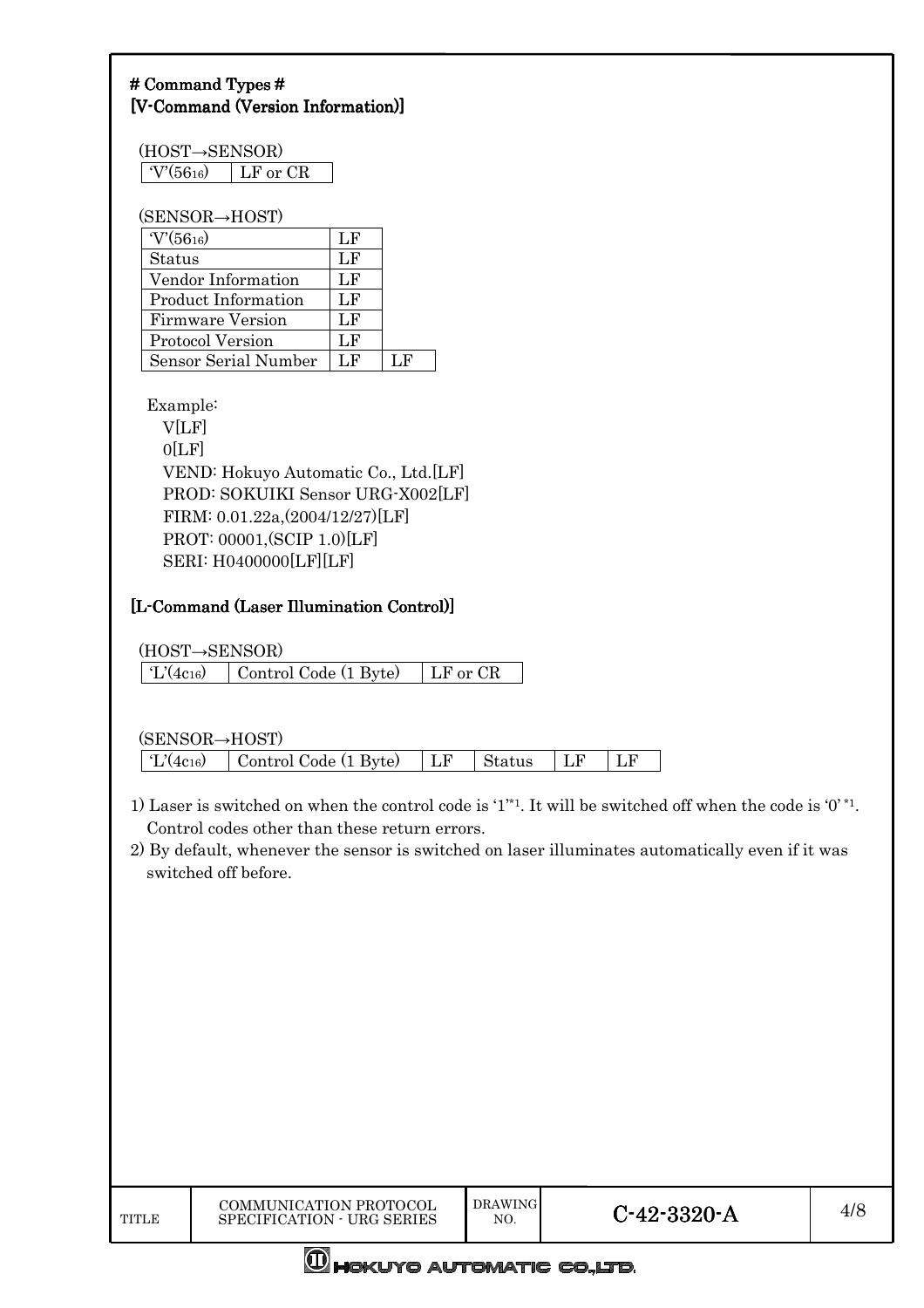# Command Types #

## [V-Command (Version Information)]

(HOST→SENSOR)

| 'V'($56_{16}$) | LF or CR |
|---|---|

(SENSOR→HOST)

| 'V'($56_{16}$) | LF | |
|---|---|---|
| Status | LF | |
| Vendor Information | LF | |
| Product Information | LF | |
| Firmware Version | LF | |
| Protocol Version | LF | |
| Sensor Serial Number | LF | LF |

Example:

```
V[LF]
0[LF]
VEND: Hokuyo Automatic Co., Ltd.[LF]
PROD: SOKUIKI Sensor URG-X002[LF]
FIRM: 0.01.22a,(2004/12/27)[LF]
PROT: 00001,(SCIP 1.0)[LF]
SERI: H0400000[LF][LF]
```

## [L-Command (Laser Illumination Control)]

(HOST→SENSOR)

| 'L'($4c_{16}$) | Control Code (1 Byte) | LF or CR |
|---|---|---|

(SENSOR→HOST)

| 'L'($4c_{16}$) | Control Code (1 Byte) | LF | Status | LF | LF |
|---|---|---|---|---|---|

1) Laser is switched on when the control code is '1'*1. It will be switched off when the code is '0' *1. Control codes other than these return errors.
2) By default, whenever the sensor is switched on laser illuminates automatically even if it was switched off before.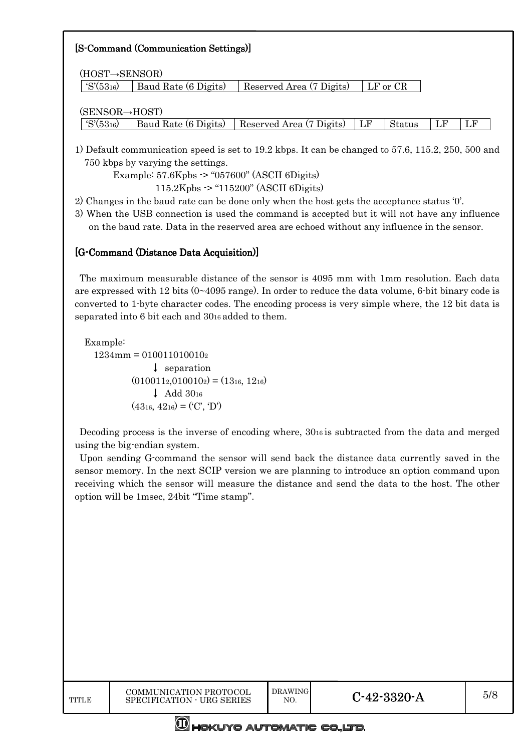## [S-Command (Communication Settings)]

(HOST→SENSOR)

| 'S'($53_{16}$) | Baud Rate (6 Digits) | Reserved Area (7 Digits) | LF or CR |
|---|---|---|---|

(SENSOR→HOST)

| 'S'($53_{16}$) | Baud Rate (6 Digits) | Reserved Area (7 Digits) | LF | Status | LF | LF |
|---|---|---|---|---|---|---|

1) Default communication speed is set to 19.2 kbps. It can be changed to 57.6, 115.2, 250, 500 and 750 kbps by varying the settings.

   Example: 57.6Kpbs -> "057600" (ASCII 6Digits)

   115.2Kpbs -> "115200" (ASCII 6Digits)

2) Changes in the baud rate can be done only when the host gets the acceptance status '0'.
3) When the USB connection is used the command is accepted but it will not have any influence on the baud rate. Data in the reserved area are echoed without any influence in the sensor.

## [G-Command (Distance Data Acquisition)]

The maximum measurable distance of the sensor is 4095 mm with 1mm resolution. Each data are expressed with 12 bits (0~4095 range). In order to reduce the data volume, 6-bit binary code is converted to 1-byte character codes. The encoding process is very simple where, the 12 bit data is separated into 6 bit each and $30_{16}$ added to them.

Example:

$1234\text{mm} = 010011010010_2$

↓ separation

$(010011_2, 010010_2) = (13_{16}, 12_{16})$

↓ Add $30_{16}$

$(43_{16}, 42_{16})$ = ('C', 'D')

Decoding process is the inverse of encoding where, $30_{16}$ is subtracted from the data and merged using the big-endian system.

Upon sending G-command the sensor will send back the distance data currently saved in the sensor memory. In the next SCIP version we are planning to introduce an option command upon receiving which the sensor will measure the distance and send the data to the host. The other option will be 1msec, 24bit "Time stamp".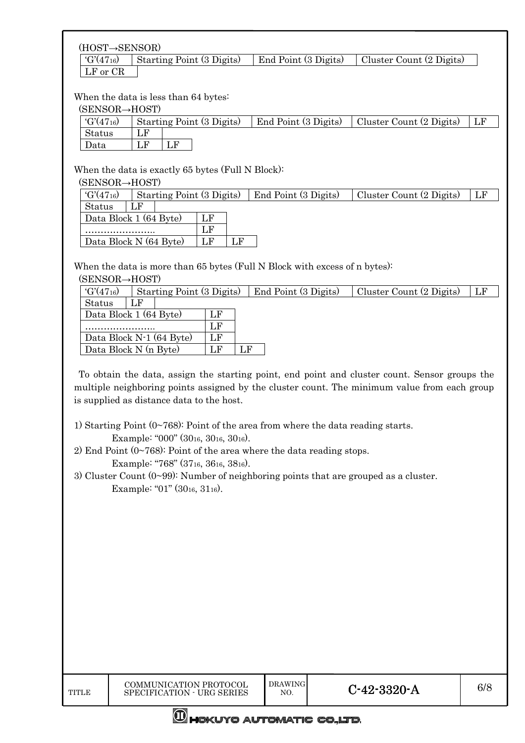(HOST→SENSOR)

| 'G'($47_{16}$) | Starting Point (3 Digits) | End Point (3 Digits) | Cluster Count (2 Digits) |
|---|---|---|---|
| LF or CR | | | |

When the data is less than 64 bytes:

(SENSOR→HOST)

| 'G'($47_{16}$) | Starting Point (3 Digits) | End Point (3 Digits) | Cluster Count (2 Digits) | LF |
|---|---|---|---|---|
| Status | LF | | | |
| Data | LF | LF | | |

When the data is exactly 65 bytes (Full N Block):

(SENSOR→HOST)

| 'G'($47_{16}$) | Starting Point (3 Digits) | End Point (3 Digits) | Cluster Count (2 Digits) | LF |
|---|---|---|---|---|
| Status | LF | | | |
| Data Block 1 (64 Byte) | LF | | | |
| ………………….. | LF | | | |
| Data Block N (64 Byte) | LF | LF | | |

When the data is more than 65 bytes (Full N Block with excess of n bytes):

(SENSOR→HOST)

| 'G'($47_{16}$) | Starting Point (3 Digits) | End Point (3 Digits) | Cluster Count (2 Digits) | LF |
|---|---|---|---|---|
| Status | LF | | | |
| Data Block 1 (64 Byte) | LF | | | |
| ………………….. | LF | | | |
| Data Block N-1 (64 Byte) | LF | | | |
| Data Block N (n Byte) | LF | LF | | |

To obtain the data, assign the starting point, end point and cluster count. Sensor groups the multiple neighboring points assigned by the cluster count. The minimum value from each group is supplied as distance data to the host.

1) Starting Point (0~768): Point of the area from where the data reading starts.
   Example: "000" ($30_{16}$, $30_{16}$, $30_{16}$).
2) End Point (0~768): Point of the area where the data reading stops.
   Example: "768" ($37_{16}$, $36_{16}$, $38_{16}$).
3) Cluster Count (0~99): Number of neighboring points that are grouped as a cluster.
   Example: "01" ($30_{16}$, $31_{16}$).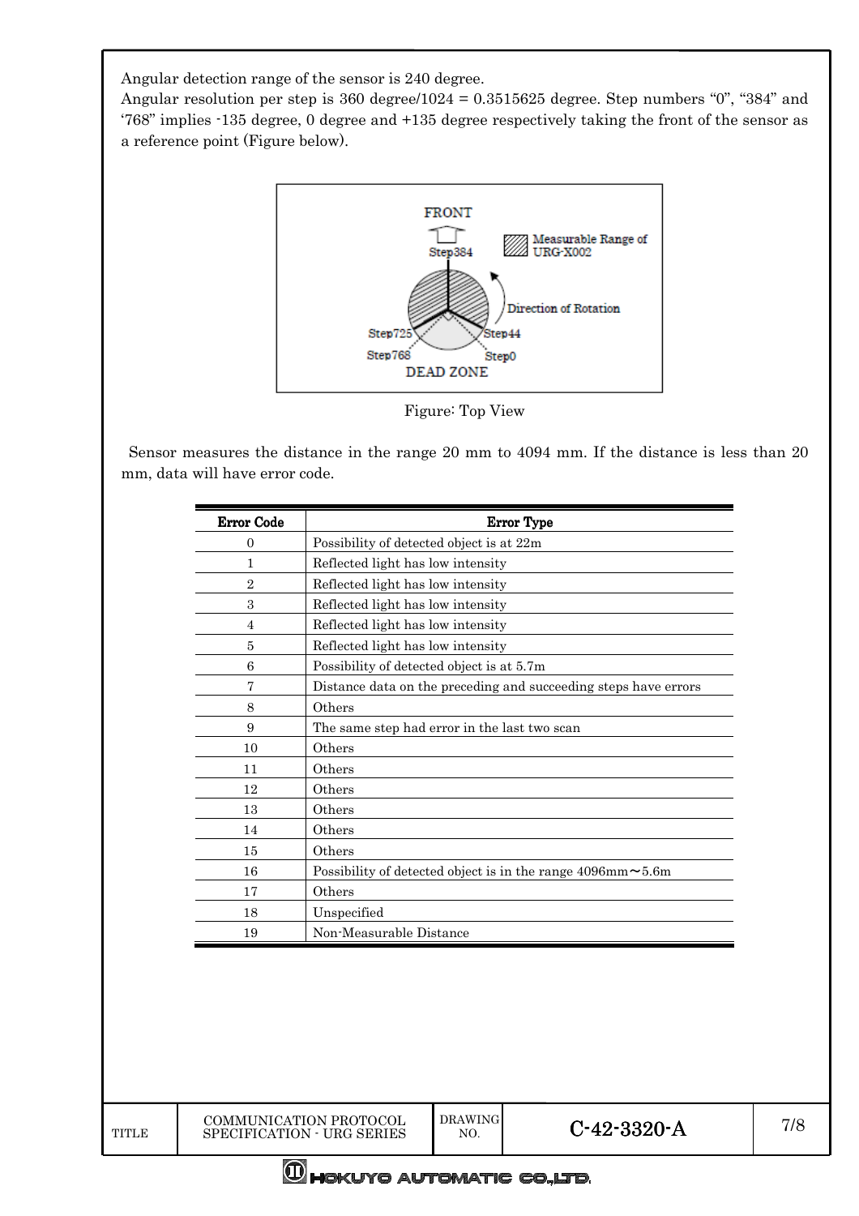Angular detection range of the sensor is 240 degree.

Angular resolution per step is 360 degree/1024 = 0.3515625 degree. Step numbers "0", "384" and '768" implies -135 degree, 0 degree and +135 degree respectively taking the front of the sensor as a reference point (Figure below).

Figure: Top View

Sensor measures the distance in the range 20 mm to 4094 mm. If the distance is less than 20 mm, data will have error code.

| Error Code | Error Type |
|---|---|
| 0 | Possibility of detected object is at 22m |
| 1 | Reflected light has low intensity |
| 2 | Reflected light has low intensity |
| 3 | Reflected light has low intensity |
| 4 | Reflected light has low intensity |
| 5 | Reflected light has low intensity |
| 6 | Possibility of detected object is at 5.7m |
| 7 | Distance data on the preceding and succeeding steps have errors |
| 8 | Others |
| 9 | The same step had error in the last two scan |
| 10 | Others |
| 11 | Others |
| 12 | Others |
| 13 | Others |
| 14 | Others |
| 15 | Others |
| 16 | Possibility of detected object is in the range 4096mm～5.6m |
| 17 | Others |
| 18 | Unspecified |
| 19 | Non-Measurable Distance |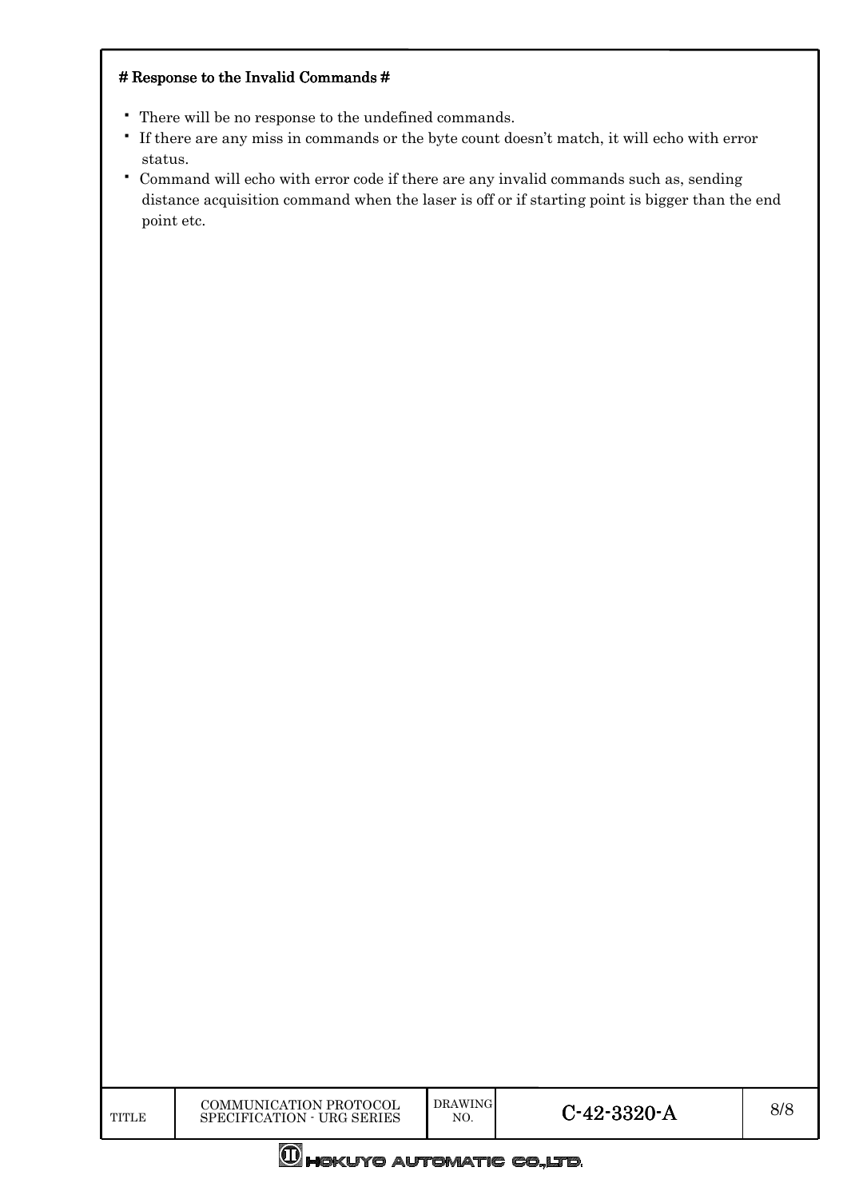**# Response to the Invalid Commands #**

- There will be no response to the undefined commands.
- If there are any miss in commands or the byte count doesn't match, it will echo with error status.
- Command will echo with error code if there are any invalid commands such as, sending distance acquisition command when the laser is off or if starting point is bigger than the end point etc.